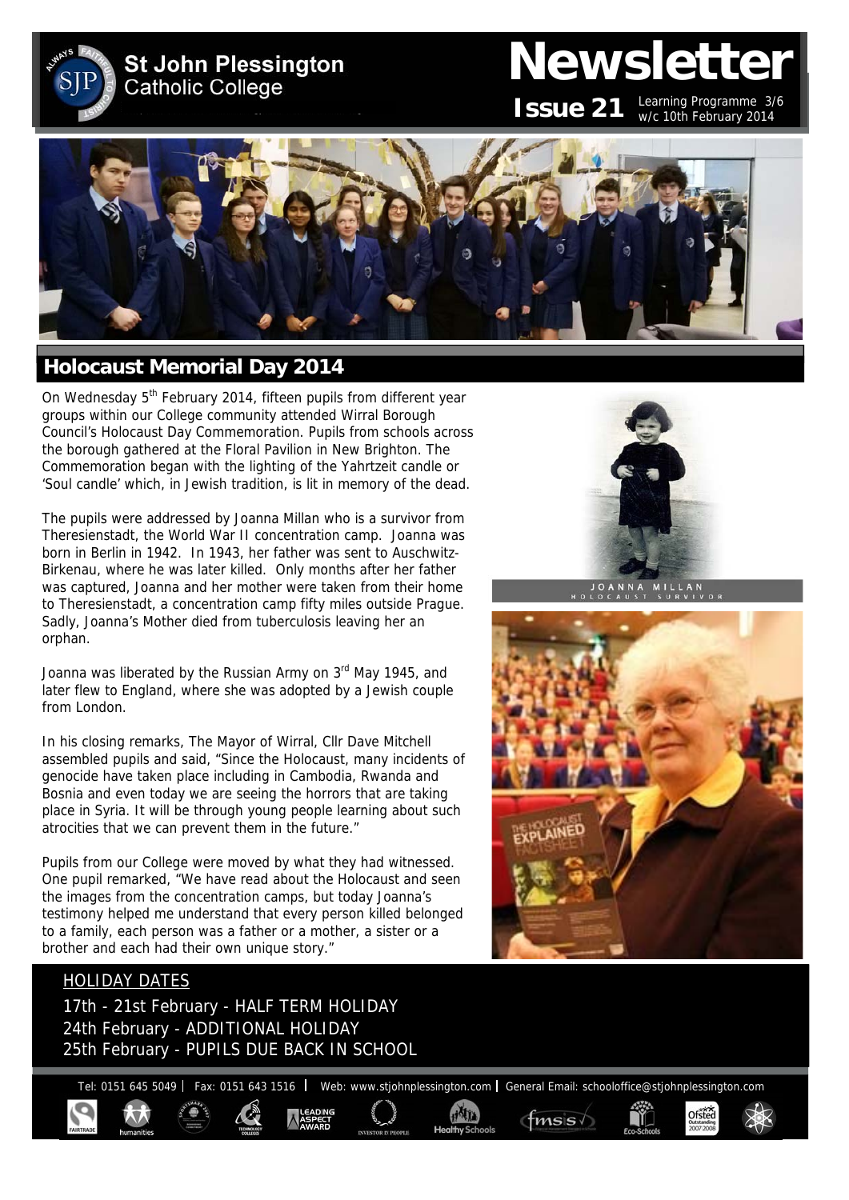# St John Plessington Catholic College

# Newsletter

**Issue 21** Learning Programme 3/6 w/c 10th February 2014

## Holocaust Memorial Day 2014

On Wednesday 5th February 2014, fifteen pupils from different year groups within our College community attended Wirral Borough Council's Holocaust Day Commemoration. Pupils from schools across the borough gathered at the Floral Pavilion in New Brighton. The Commemoration began with the lighting of the Yahrtzeit candle or 'Soul candle' which, in Jewish tradition, is lit in memory of the dead.

The pupils were addressed by Joanna Millan who is a survivor from Theresienstadt, the World War II concentration camp. Joanna was born in Berlin in 1942. In 1943, her father was sent to Auschwitz-Birkenau, where he was later killed. Only months after her father was captured, Joanna and her mother were taken from their home to Theresienstadt, a concentration camp fifty miles outside Prague. Sadly, Joanna's Mother died from tuberculosis leaving her an orphan.

Joanna was liberated by the Russian Army on 3rd May 1945, and later flew to England, where she was adopted by a Jewish couple from London.

In his closing remarks, The Mayor of Wirral, Cllr Dave Mitchell assembled pupils and said, "Since the Holocaust, many incidents of genocide have taken place including in Cambodia, Rwanda and Bosnia and even today we are seeing the horrors that are taking place in Syria. It will be through young people learning about such atrocities that we can prevent them in the future."

Pupils from our College were moved by what they had witnessed. One pupil remarked, "We have read about the Holocaust and seen the images from the concentration camps, but today Joanna's testimony helped me understand that every person killed belonged to a family, each person was a father or a mother, a sister or a brother and each had their own unique story."

JOANNA MILLAN
HOLOCAUST SURVIVOR

HOLIDAY DATES

17th - 21st February - HALF TERM HOLIDAY
24th February - ADDITIONAL HOLIDAY
25th February - PUPILS DUE BACK IN SCHOOL

Tel: 0151 645 5049 | Fax: 0151 643 1516 | Web: www.stjohnplessington.com | General Email: schooloffice@stjohnplessington.com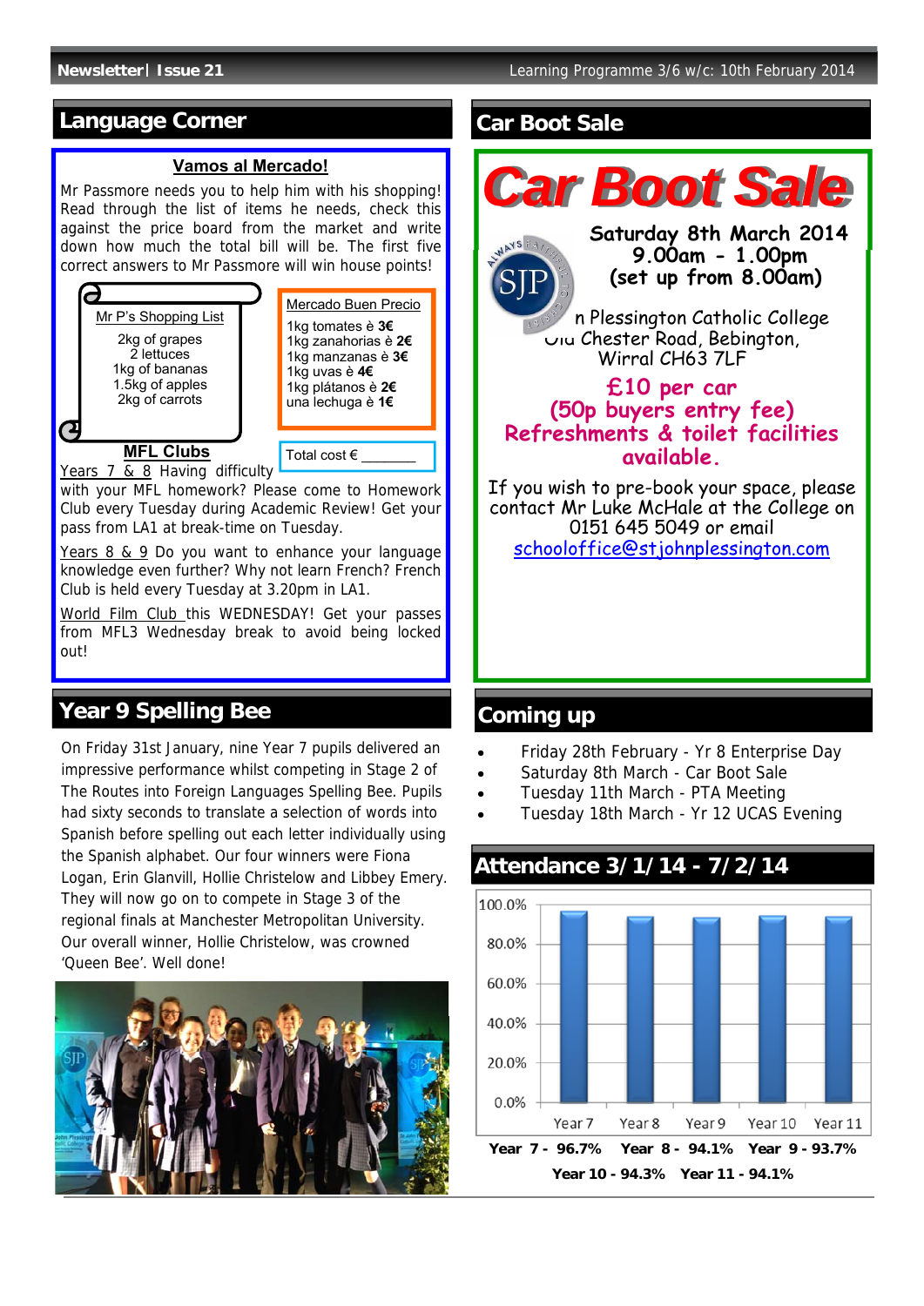## Language Corner

### Vamos al Mercado!

Mr Passmore needs you to help him with his shopping! Read through the list of items he needs, check this against the price board from the market and write down how much the total bill will be. The first five correct answers to Mr Passmore will win house points!

**Mr P's Shopping List**

2kg of grapes
2 lettuces
1kg of bananas
1.5kg of apples
2kg of carrots

**Mercado Buen Precio**

1kg tomates è **3€**
1kg zanahorias è **2€**
1kg manzanas è **3€**
1kg uvas è **4€**
1kg plátanos è **2€**
una lechuga è **1€**

Total cost € _______

### MFL Clubs

Years 7 & 8 Having difficulty with your MFL homework? Please come to Homework Club every Tuesday during Academic Review! Get your pass from LA1 at break-time on Tuesday.

Years 8 & 9 Do you want to enhance your language knowledge even further? Why not learn French? French Club is held every Tuesday at 3.20pm in LA1.

World Film Club this WEDNESDAY! Get your passes from MFL3 Wednesday break to avoid being locked out!

## Year 9 Spelling Bee

On Friday 31st January, nine Year 7 pupils delivered an impressive performance whilst competing in Stage 2 of The Routes into Foreign Languages Spelling Bee. Pupils had sixty seconds to translate a selection of words into Spanish before spelling out each letter individually using the Spanish alphabet. Our four winners were Fiona Logan, Erin Glanvill, Hollie Christelow and Libbey Emery. They will now go on to compete in Stage 3 of the regional finals at Manchester Metropolitan University. Our overall winner, Hollie Christelow, was crowned 'Queen Bee'. Well done!

## Car Boot Sale

# Car Boot Sale

**Saturday 8th March 2014**
**9.00am - 1.00pm**
**(set up from 8.00am)**

St John Plessington Catholic College
Old Chester Road, Bebington,
Wirral CH63 7LF

**£10 per car**
**(50p buyers entry fee)**
**Refreshments & toilet facilities available.**

If you wish to pre-book your space, please contact Mr Luke McHale at the College on 0151 645 5049 or email schooloffice@stjohnplessington.com

## Coming up

- Friday 28th February - Yr 8 Enterprise Day
- Saturday 8th March - Car Boot Sale
- Tuesday 11th March - PTA Meeting
- Tuesday 18th March - Yr 12 UCAS Evening

## Attendance 3/1/14 - 7/2/14

**Year 7 - 96.7%** **Year 8 - 94.1%** **Year 9 - 93.7%**
**Year 10 - 94.3%** **Year 11 - 94.1%**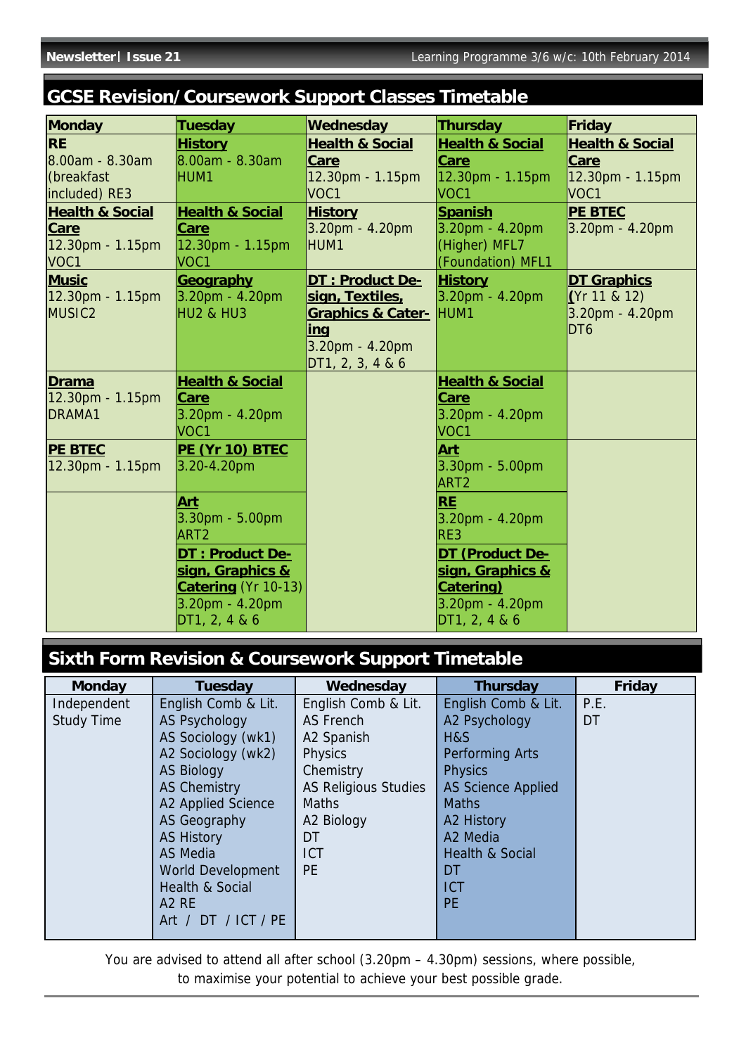## GCSE Revision/Coursework Support Classes Timetable

| Monday | Tuesday | Wednesday | Thursday | Friday |
|---|---|---|---|---|
| **RE** 8.00am - 8.30am (breakfast included) RE3 | **History** 8.00am - 8.30am HUM1 | **Health & Social Care** 12.30pm - 1.15pm VOC1 | **Health & Social Care** 12.30pm - 1.15pm VOC1 | **Health & Social Care** 12.30pm - 1.15pm VOC1 |
| **Health & Social Care** 12.30pm - 1.15pm VOC1 | **Health & Social Care** 12.30pm - 1.15pm VOC1 | **History** 3.20pm - 4.20pm HUM1 | **Spanish** 3.20pm - 4.20pm (Higher) MFL7 (Foundation) MFL1 | **PE BTEC** 3.20pm - 4.20pm |
| **Music** 12.30pm - 1.15pm MUSIC2 | **Geography** 3.20pm - 4.20pm HU2 & HU3 | **DT : Product Design, Textiles, Graphics & Catering** 3.20pm - 4.20pm DT1, 2, 3, 4 & 6 | **History** 3.20pm - 4.20pm HUM1 | **DT Graphics** (Yr 11 & 12) 3.20pm - 4.20pm DT6 |
| **Drama** 12.30pm - 1.15pm DRAMA1 | **Health & Social Care** 3.20pm - 4.20pm VOC1 | | **Health & Social Care** 3.20pm - 4.20pm VOC1 | |
| **PE BTEC** 12.30pm - 1.15pm | **PE (Yr 10) BTEC** 3.20-4.20pm | | **Art** 3.30pm - 5.00pm ART2 | |
| | **Art** 3.30pm - 5.00pm ART2 | | **RE** 3.20pm - 4.20pm RE3 | |
| | **DT : Product Design, Graphics & Catering** (Yr 10-13) 3.20pm - 4.20pm DT1, 2, 4 & 6 | | **DT (Product Design, Graphics & Catering)** 3.20pm - 4.20pm DT1, 2, 4 & 6 | |

## Sixth Form Revision & Coursework Support Timetable

| Monday | Tuesday | Wednesday | Thursday | Friday |
|---|---|---|---|---|
| Independent Study Time | English Comb & Lit.<br>AS Psychology<br>AS Sociology (wk1)<br>A2 Sociology (wk2)<br>AS Biology<br>AS Chemistry<br>A2 Applied Science<br>AS Geography<br>AS History<br>AS Media<br>World Development<br>Health & Social<br>A2 RE<br>Art / DT / ICT / PE | English Comb & Lit.<br>AS French<br>A2 Spanish<br>Physics<br>Chemistry<br>AS Religious Studies<br>Maths<br>A2 Biology<br>DT<br>ICT<br>PE | English Comb & Lit.<br>A2 Psychology<br>H&S<br>Performing Arts<br>Physics<br>AS Science Applied<br>Maths<br>A2 History<br>A2 Media<br>Health & Social<br>DT<br>ICT<br>PE | P.E.<br>DT |

You are advised to attend all after school (3.20pm – 4.30pm) sessions, where possible, to maximise your potential to achieve your best possible grade.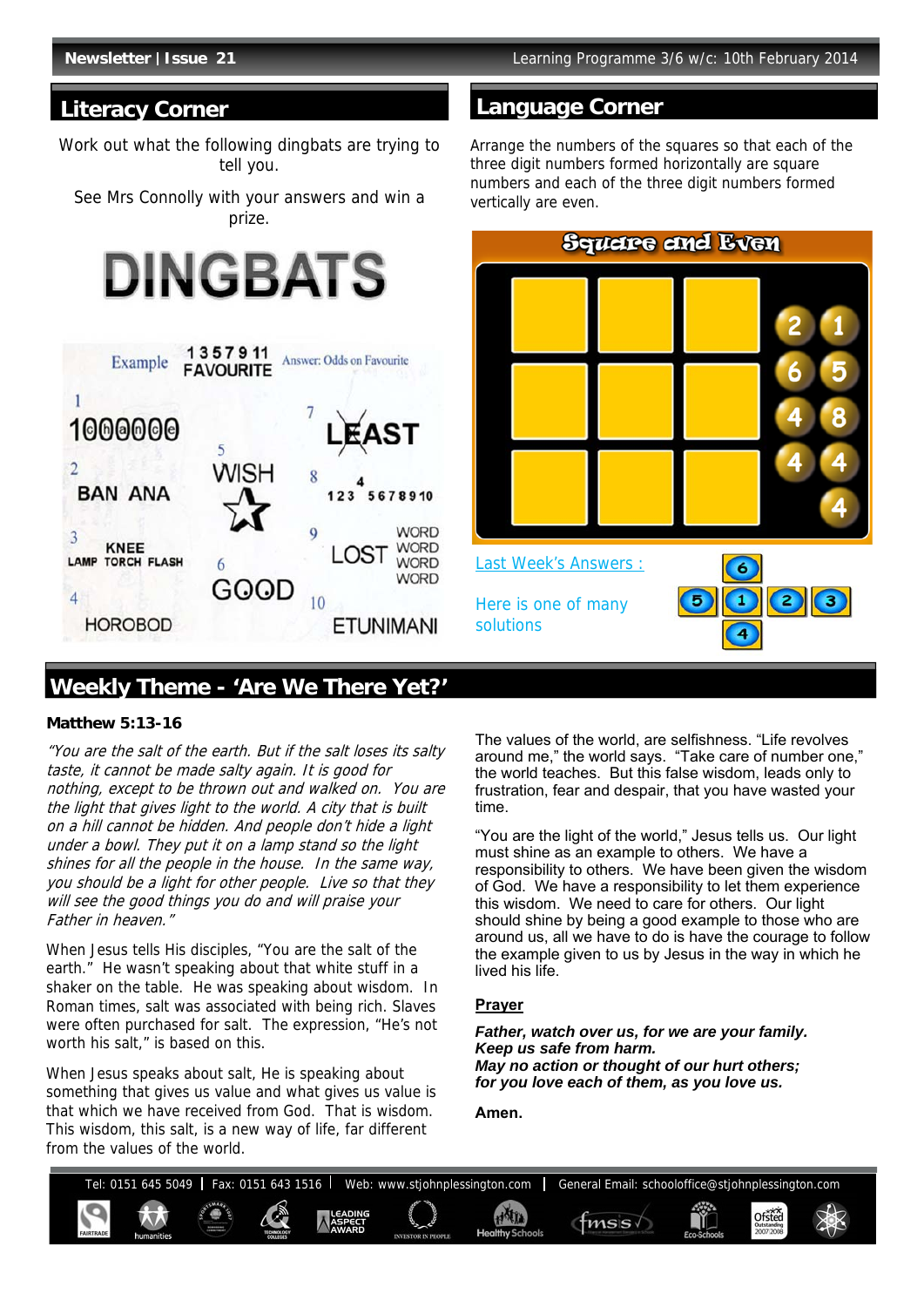## Literacy Corner

Work out what the following dingbats are trying to tell you.

See Mrs Connolly with your answers and win a prize.

DINGBATS

Example: 1 3 5 7 9 11 FAVOURITE — Answer: Odds on Favourite

1. 1000000 (with c, h, a, n, c, e in the zeros)
2. BAN ANA
3. KNEE / LAMP TORCH FLASH
4. HOROBOD
5. WISH ☆
6. GOOD
7. LEAST (crossed out)
8. 123 4 5678910
9. LOST WORD WORD WORD WORD
10. ETUNIMANI

## Language Corner

Arrange the numbers of the squares so that each of the three digit numbers formed horizontally are square numbers and each of the three digit numbers formed vertically are even.

Square and Even

2 1
6 5
4 8
4 4
4

Last Week's Answers :

Here is one of many solutions

6
5 1 2 3
4

## Weekly Theme - 'Are We There Yet?'

**Matthew 5:13-16**

*"You are the salt of the earth. But if the salt loses its salty taste, it cannot be made salty again. It is good for nothing, except to be thrown out and walked on. You are the light that gives light to the world. A city that is built on a hill cannot be hidden. And people don't hide a light under a bowl. They put it on a lamp stand so the light shines for all the people in the house. In the same way, you should be a light for other people. Live so that they will see the good things you do and will praise your Father in heaven."*

When Jesus tells His disciples, "You are the salt of the earth." He wasn't speaking about that white stuff in a shaker on the table. He was speaking about wisdom. In Roman times, salt was associated with being rich. Slaves were often purchased for salt. The expression, "He's not worth his salt," is based on this.

When Jesus speaks about salt, He is speaking about something that gives us value and what gives us value is that which we have received from God. That is wisdom. This wisdom, this salt, is a new way of life, far different from the values of the world.

The values of the world, are selfishness. "Life revolves around me," the world says. "Take care of number one," the world teaches. But this false wisdom, leads only to frustration, fear and despair, that you have wasted your time.

"You are the light of the world," Jesus tells us. Our light must shine as an example to others. We have a responsibility to others. We have been given the wisdom of God. We have a responsibility to let them experience this wisdom. We need to care for others. Our light should shine by being a good example to those who are around us, all we have to do is have the courage to follow the example given to us by Jesus in the way in which he lived his life.

**Prayer**

***Father, watch over us, for we are your family.***
***Keep us safe from harm.***
***May no action or thought of our hurt others;***
***for you love each of them, as you love us.***

**Amen.**

Tel: 0151 645 5049 | Fax: 0151 643 1516 | Web: www.stjohnplessington.com | General Email: schooloffice@stjohnplessington.com